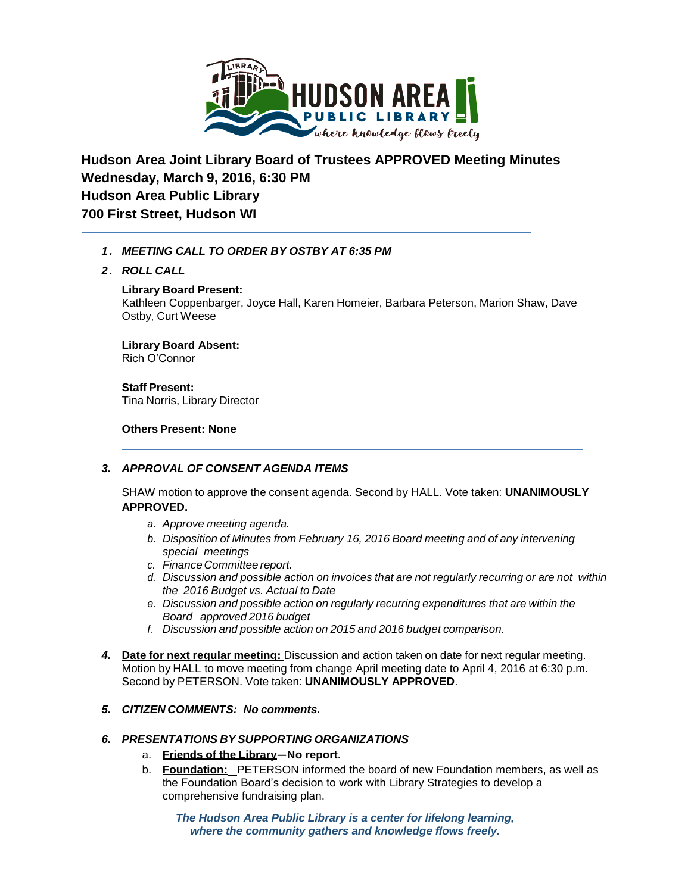**Hudson Area Joint Library Board of Trustees APPROVED Meeting Minutes**
**Wednesday, March 9, 2016, 6:30 PM**
**Hudson Area Public Library**
**700 First Street, Hudson WI**

---

1. ***MEETING CALL TO ORDER BY OSTBY AT 6:35 PM***

2. ***ROLL CALL***

   **Library Board Present:**
   Kathleen Coppenbarger, Joyce Hall, Karen Homeier, Barbara Peterson, Marion Shaw, Dave Ostby, Curt Weese

   **Library Board Absent:**
   Rich O'Connor

   **Staff Present:**
   Tina Norris, Library Director

   **Others Present: None**

---

3. ***APPROVAL OF CONSENT AGENDA ITEMS***

   SHAW motion to approve the consent agenda. Second by HALL. Vote taken: **UNANIMOUSLY APPROVED.**

   a. *Approve meeting agenda.*
   b. *Disposition of Minutes from February 16, 2016 Board meeting and of any intervening special meetings*
   c. *Finance Committee report.*
   d. *Discussion and possible action on invoices that are not regularly recurring or are not within the 2016 Budget vs. Actual to Date*
   e. *Discussion and possible action on regularly recurring expenditures that are within the Board approved 2016 budget*
   f. *Discussion and possible action on 2015 and 2016 budget comparison.*

4. **Date for next regular meeting:** Discussion and action taken on date for next regular meeting. Motion by HALL to move meeting from change April meeting date to April 4, 2016 at 6:30 p.m. Second by PETERSON. Vote taken: **UNANIMOUSLY APPROVED**.

5. ***CITIZEN COMMENTS: No comments.***

6. ***PRESENTATIONS BY SUPPORTING ORGANIZATIONS***

   a. **Friends of the Library—No report.**
   b. **Foundation:** PETERSON informed the board of new Foundation members, as well as the Foundation Board's decision to work with Library Strategies to develop a comprehensive fundraising plan.

*The Hudson Area Public Library is a center for lifelong learning, where the community gathers and knowledge flows freely.*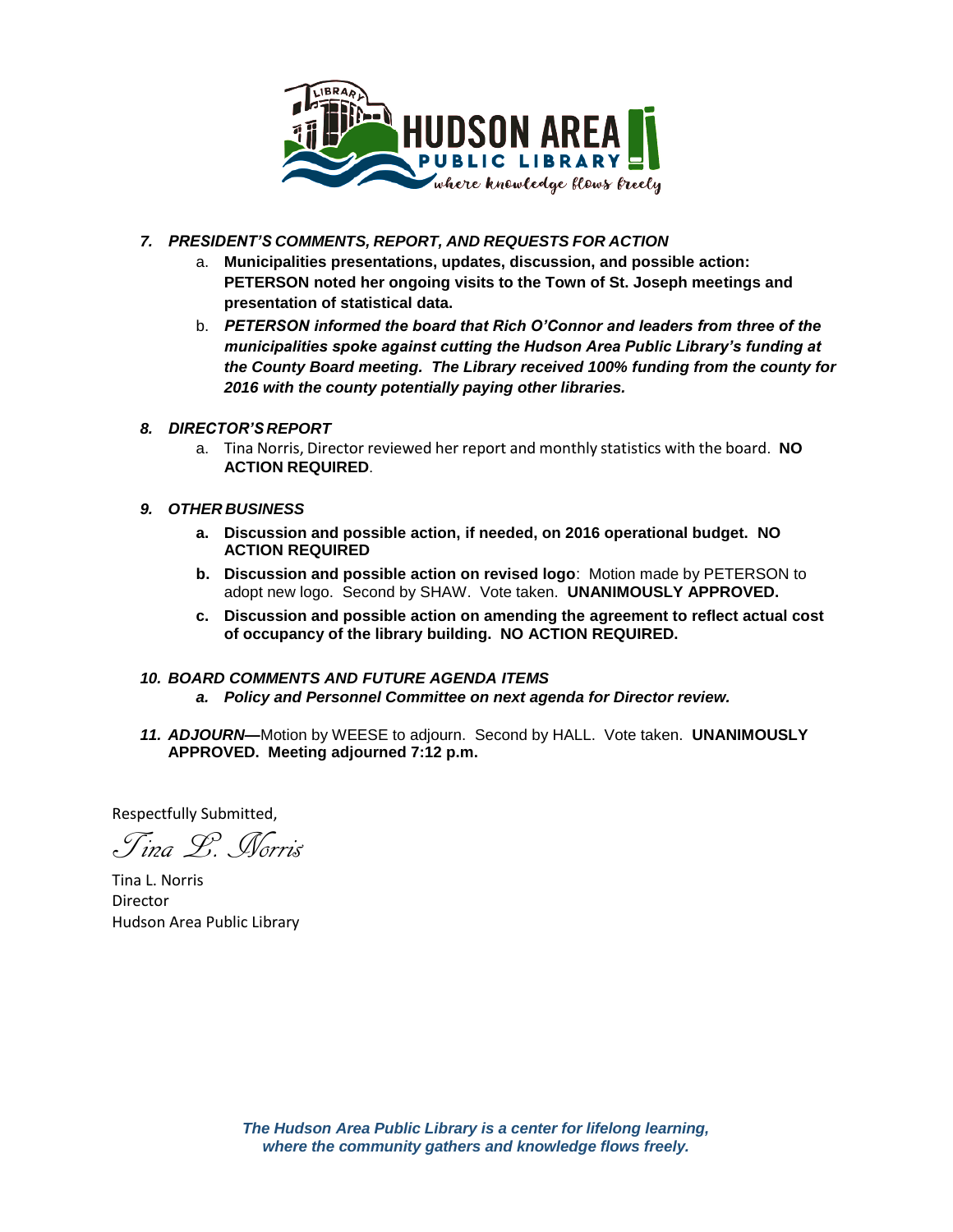***7. PRESIDENT'S COMMENTS, REPORT, AND REQUESTS FOR ACTION***

a. **Municipalities presentations, updates, discussion, and possible action: PETERSON noted her ongoing visits to the Town of St. Joseph meetings and presentation of statistical data.**

b. ***PETERSON informed the board that Rich O'Connor and leaders from three of the municipalities spoke against cutting the Hudson Area Public Library's funding at the County Board meeting. The Library received 100% funding from the county for 2016 with the county potentially paying other libraries.***

***8. DIRECTOR'S REPORT***

a. Tina Norris, Director reviewed her report and monthly statistics with the board. **NO ACTION REQUIRED**.

***9. OTHER BUSINESS***

**a. Discussion and possible action, if needed, on 2016 operational budget. NO ACTION REQUIRED**

**b. Discussion and possible action on revised logo**: Motion made by PETERSON to adopt new logo. Second by SHAW. Vote taken. **UNANIMOUSLY APPROVED.**

**c. Discussion and possible action on amending the agreement to reflect actual cost of occupancy of the library building. NO ACTION REQUIRED.**

***10. BOARD COMMENTS AND FUTURE AGENDA ITEMS***

***a. Policy and Personnel Committee on next agenda for Director review.***

***11. ADJOURN—***Motion by WEESE to adjourn. Second by HALL. Vote taken. **UNANIMOUSLY APPROVED. Meeting adjourned 7:12 p.m.**

Respectfully Submitted,

*Tina L. Norris*

Tina L. Norris
Director
Hudson Area Public Library

***The Hudson Area Public Library is a center for lifelong learning, where the community gathers and knowledge flows freely.***